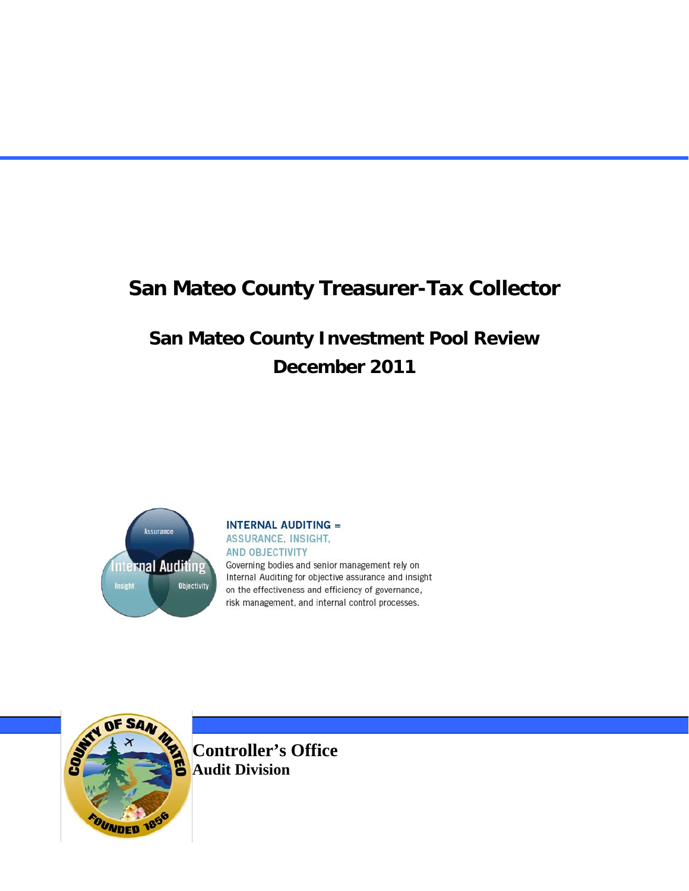# San Mateo County Treasurer-Tax Collector

## San Mateo County Investment Pool Review
## December 2011

**INTERNAL AUDITING = ASSURANCE, INSIGHT, AND OBJECTIVITY**

Governing bodies and senior management rely on Internal Auditing for objective assurance and insight on the effectiveness and efficiency of governance, risk management, and internal control processes.

**Controller's Office**
**Audit Division**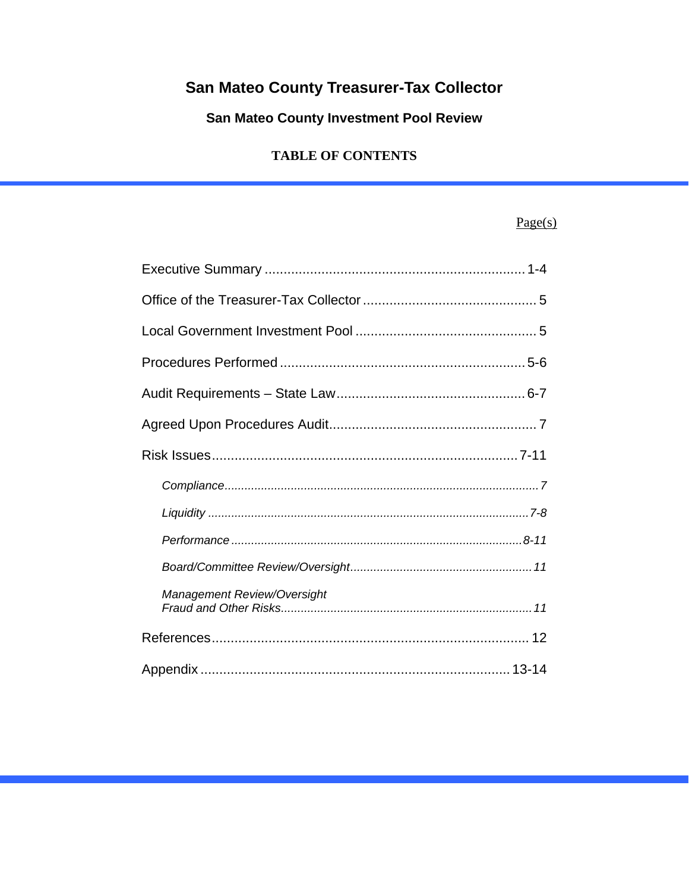# San Mateo County Treasurer-Tax Collector

## San Mateo County Investment Pool Review

### TABLE OF CONTENTS

| | Page(s) |
|---|---|
| Executive Summary | 1-4 |
| Office of the Treasurer-Tax Collector | 5 |
| Local Government Investment Pool | 5 |
| Procedures Performed | 5-6 |
| Audit Requirements – State Law | 6-7 |
| Agreed Upon Procedures Audit | 7 |
| Risk Issues | 7-11 |
| *Compliance* | *7* |
| *Liquidity* | *7-8* |
| *Performance* | *8-11* |
| *Board/Committee Review/Oversight* | *11* |
| *Management Review/Oversight Fraud and Other Risks* | *11* |
| References | 12 |
| Appendix | 13-14 |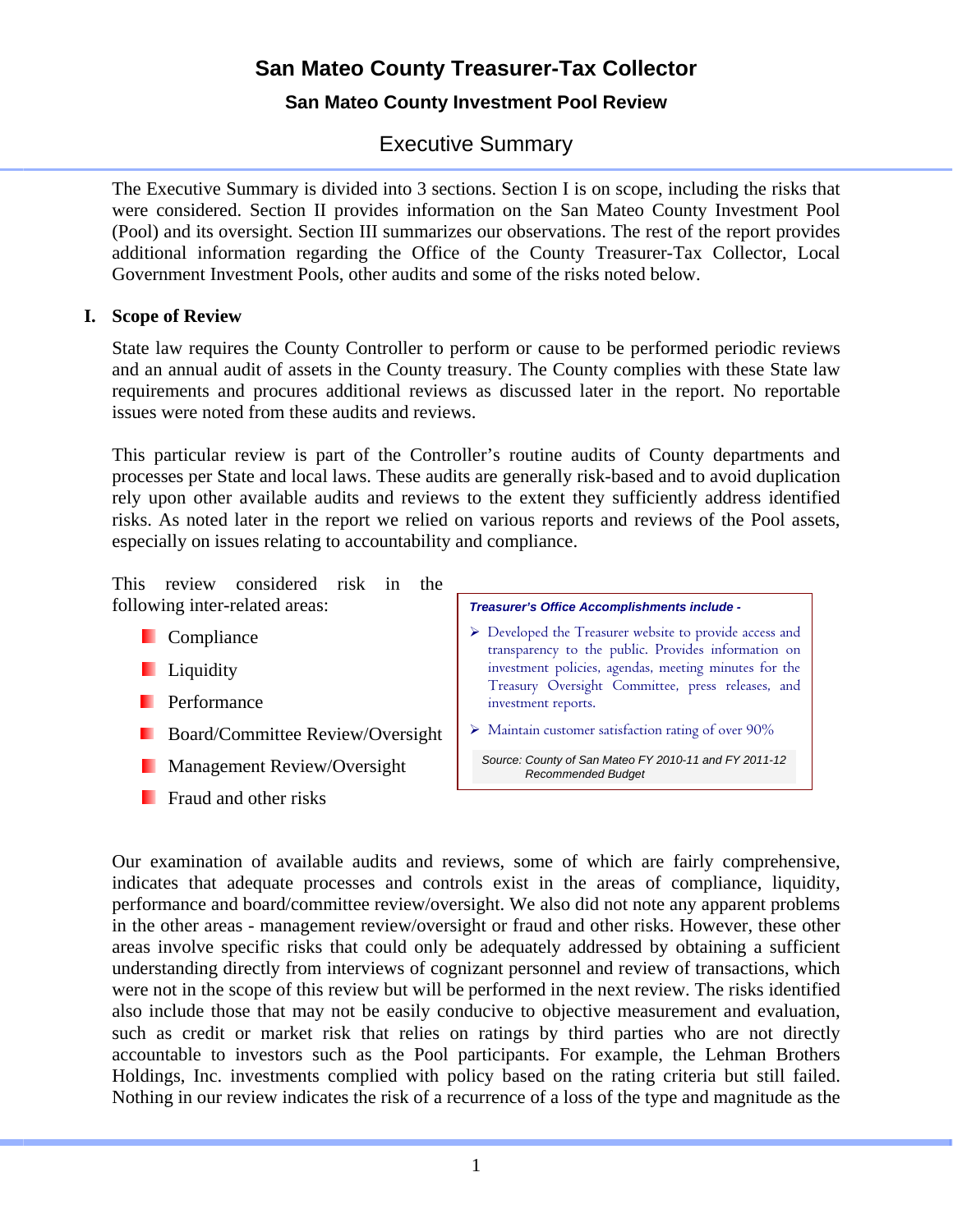# San Mateo County Treasurer-Tax Collector

## San Mateo County Investment Pool Review

### Executive Summary

The Executive Summary is divided into 3 sections. Section I is on scope, including the risks that were considered. Section II provides information on the San Mateo County Investment Pool (Pool) and its oversight. Section III summarizes our observations. The rest of the report provides additional information regarding the Office of the County Treasurer-Tax Collector, Local Government Investment Pools, other audits and some of the risks noted below.

**I. Scope of Review**

State law requires the County Controller to perform or cause to be performed periodic reviews and an annual audit of assets in the County treasury. The County complies with these State law requirements and procures additional reviews as discussed later in the report. No reportable issues were noted from these audits and reviews.

This particular review is part of the Controller's routine audits of County departments and processes per State and local laws. These audits are generally risk-based and to avoid duplication rely upon other available audits and reviews to the extent they sufficiently address identified risks. As noted later in the report we relied on various reports and reviews of the Pool assets, especially on issues relating to accountability and compliance.

This review considered risk in the following inter-related areas:

- Compliance
- Liquidity
- Performance
- Board/Committee Review/Oversight
- Management Review/Oversight
- Fraud and other risks

> ***Treasurer's Office Accomplishments include -***
>
> - Developed the Treasurer website to provide access and transparency to the public. Provides information on investment policies, agendas, meeting minutes for the Treasury Oversight Committee, press releases, and investment reports.
> - Maintain customer satisfaction rating of over 90%
>
> *Source: County of San Mateo FY 2010-11 and FY 2011-12 Recommended Budget*

Our examination of available audits and reviews, some of which are fairly comprehensive, indicates that adequate processes and controls exist in the areas of compliance, liquidity, performance and board/committee review/oversight. We also did not note any apparent problems in the other areas - management review/oversight or fraud and other risks. However, these other areas involve specific risks that could only be adequately addressed by obtaining a sufficient understanding directly from interviews of cognizant personnel and review of transactions, which were not in the scope of this review but will be performed in the next review. The risks identified also include those that may not be easily conducive to objective measurement and evaluation, such as credit or market risk that relies on ratings by third parties who are not directly accountable to investors such as the Pool participants. For example, the Lehman Brothers Holdings, Inc. investments complied with policy based on the rating criteria but still failed. Nothing in our review indicates the risk of a recurrence of a loss of the type and magnitude as the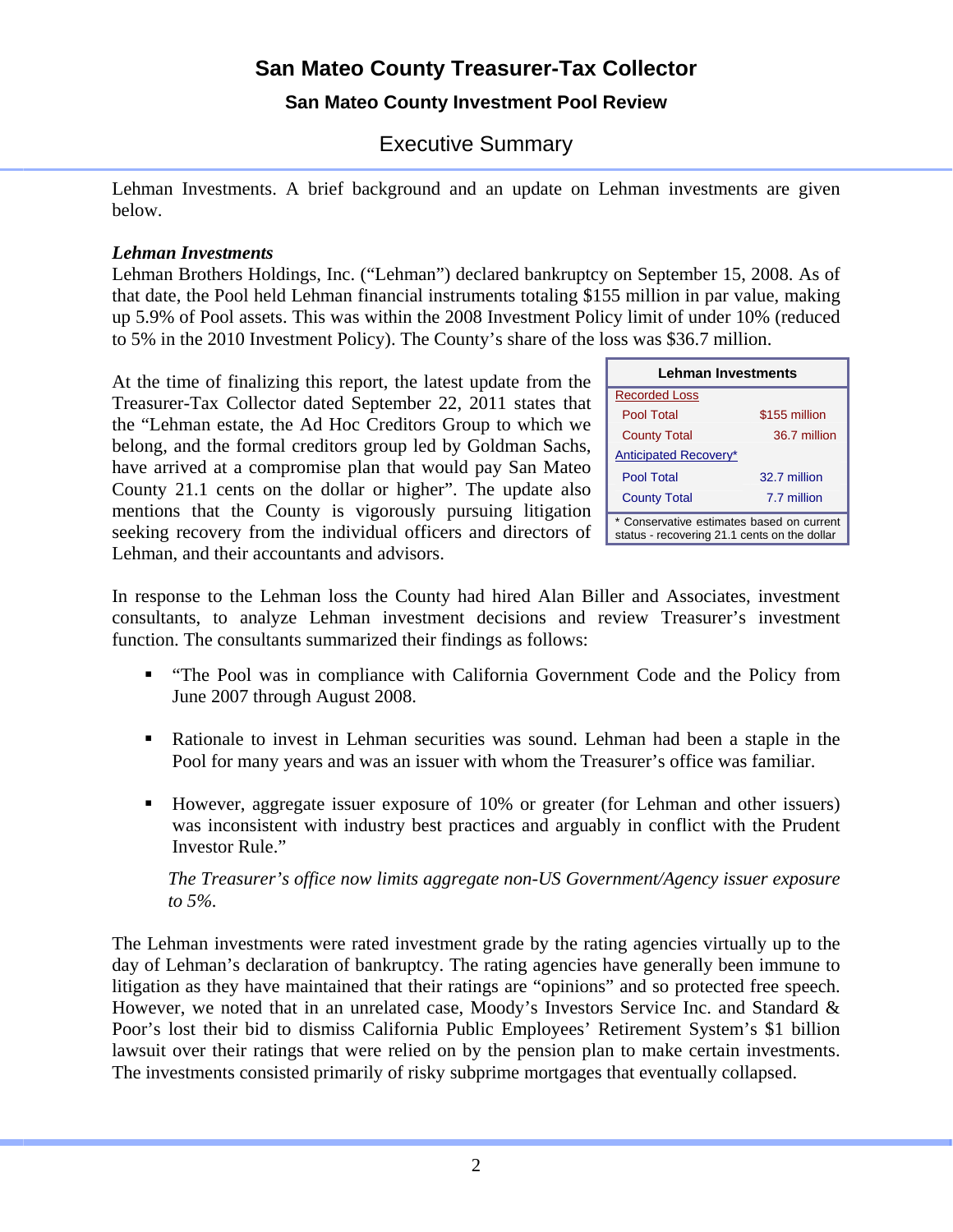Lehman Investments. A brief background and an update on Lehman investments are given below.

***Lehman Investments***

Lehman Brothers Holdings, Inc. ("Lehman") declared bankruptcy on September 15, 2008. As of that date, the Pool held Lehman financial instruments totaling $155 million in par value, making up 5.9% of Pool assets. This was within the 2008 Investment Policy limit of under 10% (reduced to 5% in the 2010 Investment Policy). The County's share of the loss was $36.7 million.

At the time of finalizing this report, the latest update from the Treasurer-Tax Collector dated September 22, 2011 states that the "Lehman estate, the Ad Hoc Creditors Group to which we belong, and the formal creditors group led by Goldman Sachs, have arrived at a compromise plan that would pay San Mateo County 21.1 cents on the dollar or higher". The update also mentions that the County is vigorously pursuing litigation seeking recovery from the individual officers and directors of Lehman, and their accountants and advisors.

| Lehman Investments | |
|---|---|
| Recorded Loss | |
| Pool Total | $155 million |
| County Total | 36.7 million |
| Anticipated Recovery* | |
| Pool Total | 32.7 million |
| County Total | 7.7 million |

\* Conservative estimates based on current status - recovering 21.1 cents on the dollar

In response to the Lehman loss the County had hired Alan Biller and Associates, investment consultants, to analyze Lehman investment decisions and review Treasurer's investment function. The consultants summarized their findings as follows:

- "The Pool was in compliance with California Government Code and the Policy from June 2007 through August 2008.
- Rationale to invest in Lehman securities was sound. Lehman had been a staple in the Pool for many years and was an issuer with whom the Treasurer's office was familiar.
- However, aggregate issuer exposure of 10% or greater (for Lehman and other issuers) was inconsistent with industry best practices and arguably in conflict with the Prudent Investor Rule."

  *The Treasurer's office now limits aggregate non-US Government/Agency issuer exposure to 5%.*

The Lehman investments were rated investment grade by the rating agencies virtually up to the day of Lehman's declaration of bankruptcy. The rating agencies have generally been immune to litigation as they have maintained that their ratings are "opinions" and so protected free speech. However, we noted that in an unrelated case, Moody's Investors Service Inc. and Standard & Poor's lost their bid to dismiss California Public Employees' Retirement System's $1 billion lawsuit over their ratings that were relied on by the pension plan to make certain investments. The investments consisted primarily of risky subprime mortgages that eventually collapsed.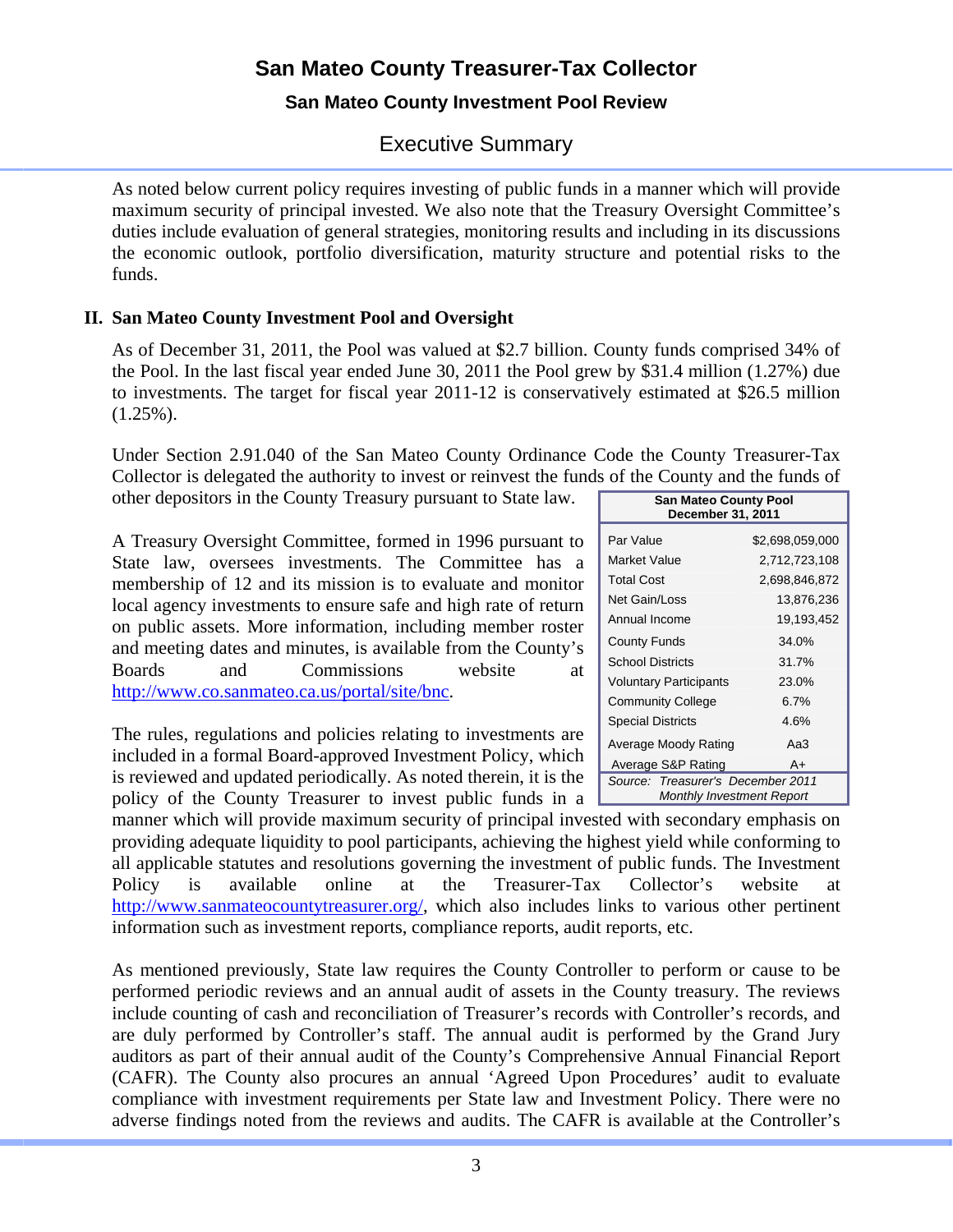# San Mateo County Treasurer-Tax Collector

## San Mateo County Investment Pool Review

## Executive Summary

As noted below current policy requires investing of public funds in a manner which will provide maximum security of principal invested. We also note that the Treasury Oversight Committee's duties include evaluation of general strategies, monitoring results and including in its discussions the economic outlook, portfolio diversification, maturity structure and potential risks to the funds.

### II. San Mateo County Investment Pool and Oversight

As of December 31, 2011, the Pool was valued at $2.7 billion. County funds comprised 34% of the Pool. In the last fiscal year ended June 30, 2011 the Pool grew by $31.4 million (1.27%) due to investments. The target for fiscal year 2011-12 is conservatively estimated at $26.5 million (1.25%).

Under Section 2.91.040 of the San Mateo County Ordinance Code the County Treasurer-Tax Collector is delegated the authority to invest or reinvest the funds of the County and the funds of other depositors in the County Treasury pursuant to State law.

| San Mateo County Pool December 31, 2011 | |
|---|---|
| Par Value | $2,698,059,000 |
| Market Value | 2,712,723,108 |
| Total Cost | 2,698,846,872 |
| Net Gain/Loss | 13,876,236 |
| Annual Income | 19,193,452 |
| County Funds | 34.0% |
| School Districts | 31.7% |
| Voluntary Participants | 23.0% |
| Community College | 6.7% |
| Special Districts | 4.6% |
| Average Moody Rating | Aa3 |
| Average S&P Rating | A+ |

*Source: Treasurer's December 2011 Monthly Investment Report*

A Treasury Oversight Committee, formed in 1996 pursuant to State law, oversees investments. The Committee has a membership of 12 and its mission is to evaluate and monitor local agency investments to ensure safe and high rate of return on public assets. More information, including member roster and meeting dates and minutes, is available from the County's Boards and Commissions website at http://www.co.sanmateo.ca.us/portal/site/bnc.

The rules, regulations and policies relating to investments are included in a formal Board-approved Investment Policy, which is reviewed and updated periodically. As noted therein, it is the policy of the County Treasurer to invest public funds in a manner which will provide maximum security of principal invested with secondary emphasis on providing adequate liquidity to pool participants, achieving the highest yield while conforming to all applicable statutes and resolutions governing the investment of public funds. The Investment Policy is available online at the Treasurer-Tax Collector's website at http://www.sanmateocountytreasurer.org/, which also includes links to various other pertinent information such as investment reports, compliance reports, audit reports, etc.

As mentioned previously, State law requires the County Controller to perform or cause to be performed periodic reviews and an annual audit of assets in the County treasury. The reviews include counting of cash and reconciliation of Treasurer's records with Controller's records, and are duly performed by Controller's staff. The annual audit is performed by the Grand Jury auditors as part of their annual audit of the County's Comprehensive Annual Financial Report (CAFR). The County also procures an annual 'Agreed Upon Procedures' audit to evaluate compliance with investment requirements per State law and Investment Policy. There were no adverse findings noted from the reviews and audits. The CAFR is available at the Controller's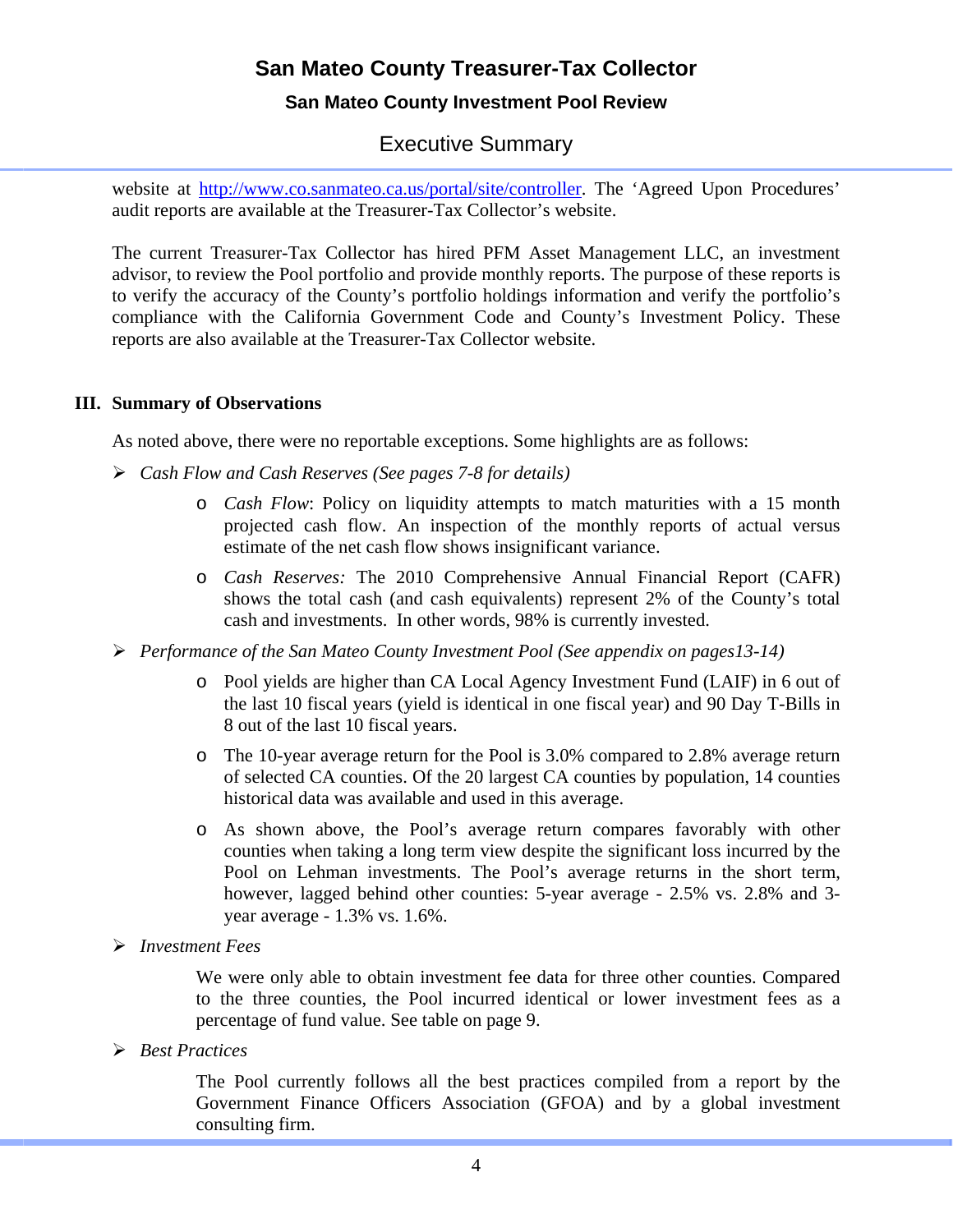website at http://www.co.sanmateo.ca.us/portal/site/controller. The 'Agreed Upon Procedures' audit reports are available at the Treasurer-Tax Collector's website.

The current Treasurer-Tax Collector has hired PFM Asset Management LLC, an investment advisor, to review the Pool portfolio and provide monthly reports. The purpose of these reports is to verify the accuracy of the County's portfolio holdings information and verify the portfolio's compliance with the California Government Code and County's Investment Policy. These reports are also available at the Treasurer-Tax Collector website.

## III. Summary of Observations

As noted above, there were no reportable exceptions. Some highlights are as follows:

- *Cash Flow and Cash Reserves (See pages 7-8 for details)*
  - *Cash Flow*: Policy on liquidity attempts to match maturities with a 15 month projected cash flow. An inspection of the monthly reports of actual versus estimate of the net cash flow shows insignificant variance.
  - *Cash Reserves:* The 2010 Comprehensive Annual Financial Report (CAFR) shows the total cash (and cash equivalents) represent 2% of the County's total cash and investments. In other words, 98% is currently invested.
- *Performance of the San Mateo County Investment Pool (See appendix on pages13-14)*
  - Pool yields are higher than CA Local Agency Investment Fund (LAIF) in 6 out of the last 10 fiscal years (yield is identical in one fiscal year) and 90 Day T-Bills in 8 out of the last 10 fiscal years.
  - The 10-year average return for the Pool is 3.0% compared to 2.8% average return of selected CA counties. Of the 20 largest CA counties by population, 14 counties historical data was available and used in this average.
  - As shown above, the Pool's average return compares favorably with other counties when taking a long term view despite the significant loss incurred by the Pool on Lehman investments. The Pool's average returns in the short term, however, lagged behind other counties: 5-year average - 2.5% vs. 2.8% and 3-year average - 1.3% vs. 1.6%.
- *Investment Fees*

  We were only able to obtain investment fee data for three other counties. Compared to the three counties, the Pool incurred identical or lower investment fees as a percentage of fund value. See table on page 9.
- *Best Practices*

  The Pool currently follows all the best practices compiled from a report by the Government Finance Officers Association (GFOA) and by a global investment consulting firm.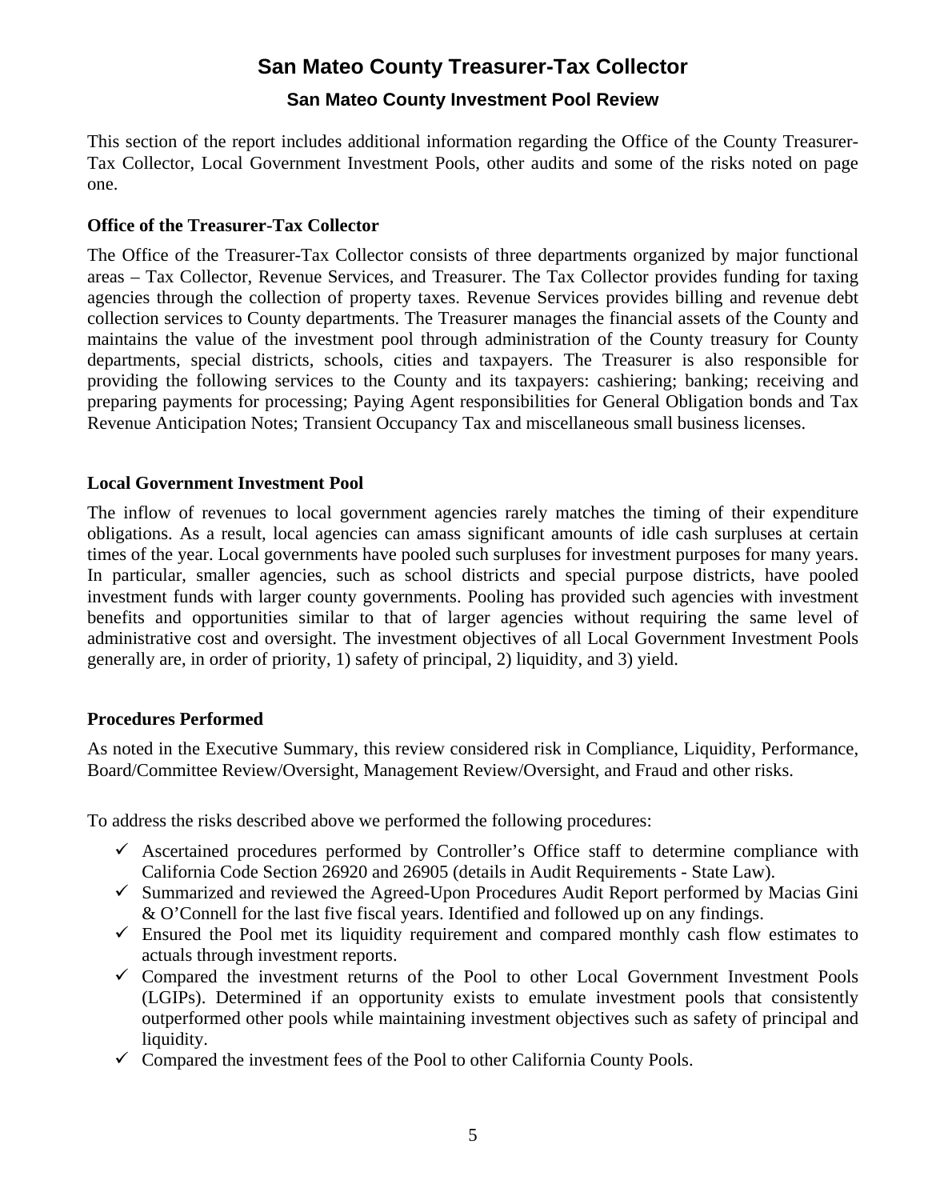# San Mateo County Treasurer-Tax Collector

## San Mateo County Investment Pool Review

This section of the report includes additional information regarding the Office of the County Treasurer-Tax Collector, Local Government Investment Pools, other audits and some of the risks noted on page one.

### Office of the Treasurer-Tax Collector

The Office of the Treasurer-Tax Collector consists of three departments organized by major functional areas – Tax Collector, Revenue Services, and Treasurer. The Tax Collector provides funding for taxing agencies through the collection of property taxes. Revenue Services provides billing and revenue debt collection services to County departments. The Treasurer manages the financial assets of the County and maintains the value of the investment pool through administration of the County treasury for County departments, special districts, schools, cities and taxpayers. The Treasurer is also responsible for providing the following services to the County and its taxpayers: cashiering; banking; receiving and preparing payments for processing; Paying Agent responsibilities for General Obligation bonds and Tax Revenue Anticipation Notes; Transient Occupancy Tax and miscellaneous small business licenses.

### Local Government Investment Pool

The inflow of revenues to local government agencies rarely matches the timing of their expenditure obligations. As a result, local agencies can amass significant amounts of idle cash surpluses at certain times of the year. Local governments have pooled such surpluses for investment purposes for many years. In particular, smaller agencies, such as school districts and special purpose districts, have pooled investment funds with larger county governments. Pooling has provided such agencies with investment benefits and opportunities similar to that of larger agencies without requiring the same level of administrative cost and oversight. The investment objectives of all Local Government Investment Pools generally are, in order of priority, 1) safety of principal, 2) liquidity, and 3) yield.

### Procedures Performed

As noted in the Executive Summary, this review considered risk in Compliance, Liquidity, Performance, Board/Committee Review/Oversight, Management Review/Oversight, and Fraud and other risks.

To address the risks described above we performed the following procedures:

- ✓ Ascertained procedures performed by Controller's Office staff to determine compliance with California Code Section 26920 and 26905 (details in Audit Requirements - State Law).
- ✓ Summarized and reviewed the Agreed-Upon Procedures Audit Report performed by Macias Gini & O'Connell for the last five fiscal years. Identified and followed up on any findings.
- ✓ Ensured the Pool met its liquidity requirement and compared monthly cash flow estimates to actuals through investment reports.
- ✓ Compared the investment returns of the Pool to other Local Government Investment Pools (LGIPs). Determined if an opportunity exists to emulate investment pools that consistently outperformed other pools while maintaining investment objectives such as safety of principal and liquidity.
- ✓ Compared the investment fees of the Pool to other California County Pools.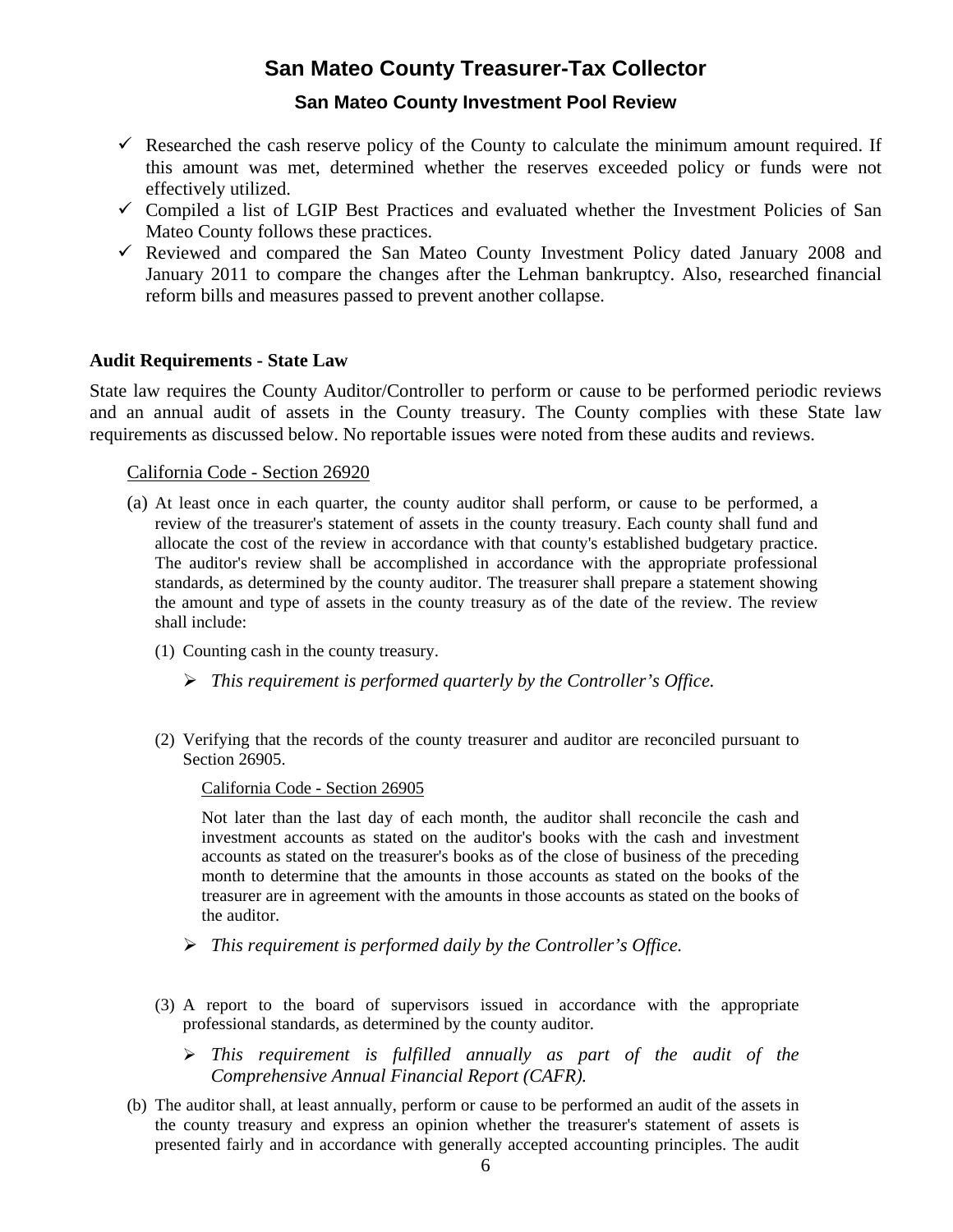- ✓ Researched the cash reserve policy of the County to calculate the minimum amount required. If this amount was met, determined whether the reserves exceeded policy or funds were not effectively utilized.
- ✓ Compiled a list of LGIP Best Practices and evaluated whether the Investment Policies of San Mateo County follows these practices.
- ✓ Reviewed and compared the San Mateo County Investment Policy dated January 2008 and January 2011 to compare the changes after the Lehman bankruptcy. Also, researched financial reform bills and measures passed to prevent another collapse.

**Audit Requirements - State Law**

State law requires the County Auditor/Controller to perform or cause to be performed periodic reviews and an annual audit of assets in the County treasury. The County complies with these State law requirements as discussed below. No reportable issues were noted from these audits and reviews.

<u>California Code - Section 26920</u>

(a) At least once in each quarter, the county auditor shall perform, or cause to be performed, a review of the treasurer's statement of assets in the county treasury. Each county shall fund and allocate the cost of the review in accordance with that county's established budgetary practice. The auditor's review shall be accomplished in accordance with the appropriate professional standards, as determined by the county auditor. The treasurer shall prepare a statement showing the amount and type of assets in the county treasury as of the date of the review. The review shall include:

(1) Counting cash in the county treasury.

➢ *This requirement is performed quarterly by the Controller's Office.*

(2) Verifying that the records of the county treasurer and auditor are reconciled pursuant to Section 26905.

<u>California Code - Section 26905</u>

Not later than the last day of each month, the auditor shall reconcile the cash and investment accounts as stated on the auditor's books with the cash and investment accounts as stated on the treasurer's books as of the close of business of the preceding month to determine that the amounts in those accounts as stated on the books of the treasurer are in agreement with the amounts in those accounts as stated on the books of the auditor.

➢ *This requirement is performed daily by the Controller's Office.*

(3) A report to the board of supervisors issued in accordance with the appropriate professional standards, as determined by the county auditor.

➢ *This requirement is fulfilled annually as part of the audit of the Comprehensive Annual Financial Report (CAFR).*

(b) The auditor shall, at least annually, perform or cause to be performed an audit of the assets in the county treasury and express an opinion whether the treasurer's statement of assets is presented fairly and in accordance with generally accepted accounting principles. The audit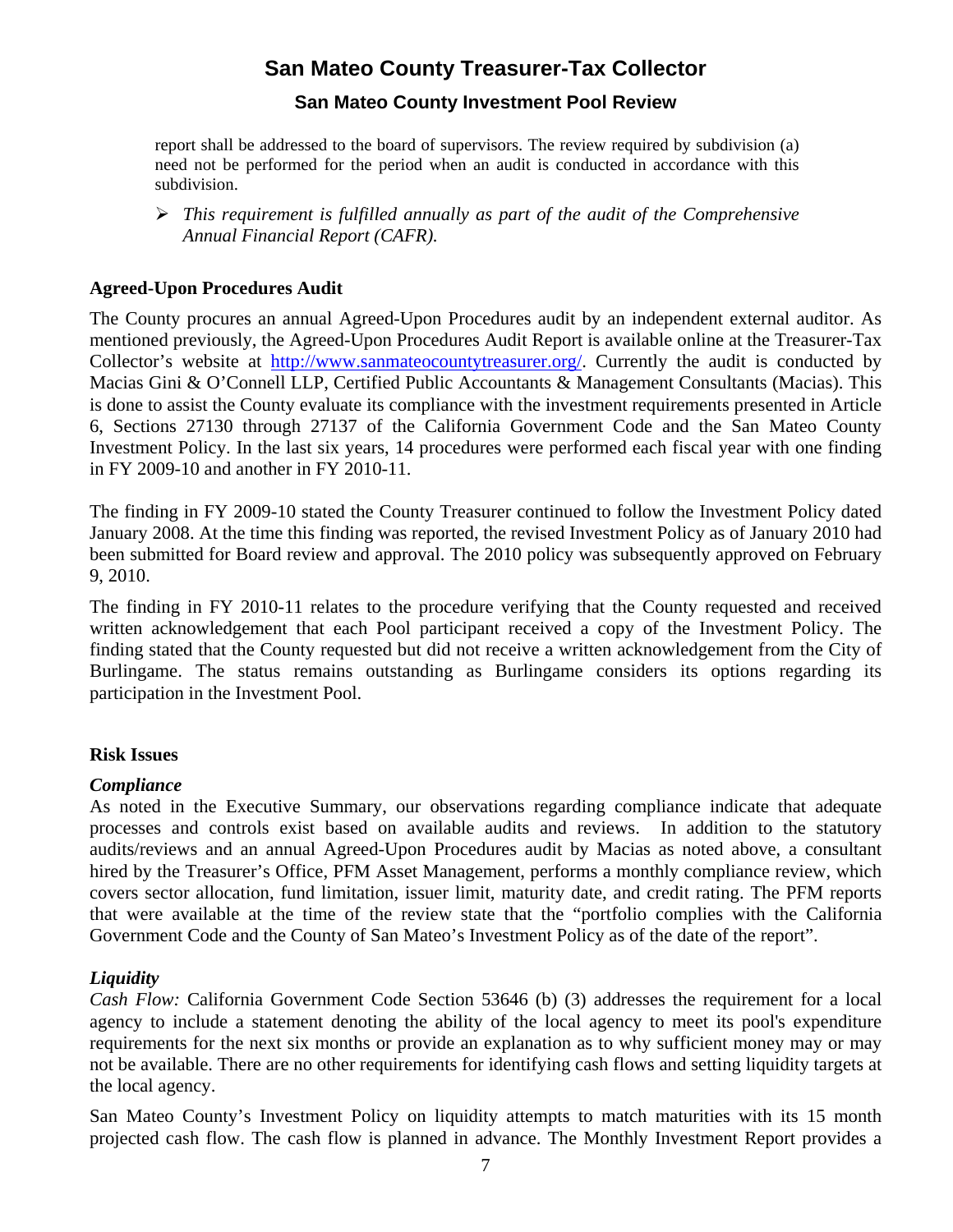report shall be addressed to the board of supervisors. The review required by subdivision (a) need not be performed for the period when an audit is conducted in accordance with this subdivision.

- *This requirement is fulfilled annually as part of the audit of the Comprehensive Annual Financial Report (CAFR).*

**Agreed-Upon Procedures Audit**

The County procures an annual Agreed-Upon Procedures audit by an independent external auditor. As mentioned previously, the Agreed-Upon Procedures Audit Report is available online at the Treasurer-Tax Collector's website at http://www.sanmateocountytreasurer.org/. Currently the audit is conducted by Macias Gini & O'Connell LLP, Certified Public Accountants & Management Consultants (Macias). This is done to assist the County evaluate its compliance with the investment requirements presented in Article 6, Sections 27130 through 27137 of the California Government Code and the San Mateo County Investment Policy. In the last six years, 14 procedures were performed each fiscal year with one finding in FY 2009-10 and another in FY 2010-11.

The finding in FY 2009-10 stated the County Treasurer continued to follow the Investment Policy dated January 2008. At the time this finding was reported, the revised Investment Policy as of January 2010 had been submitted for Board review and approval. The 2010 policy was subsequently approved on February 9, 2010.

The finding in FY 2010-11 relates to the procedure verifying that the County requested and received written acknowledgement that each Pool participant received a copy of the Investment Policy. The finding stated that the County requested but did not receive a written acknowledgement from the City of Burlingame. The status remains outstanding as Burlingame considers its options regarding its participation in the Investment Pool.

**Risk Issues**

***Compliance***

As noted in the Executive Summary, our observations regarding compliance indicate that adequate processes and controls exist based on available audits and reviews. In addition to the statutory audits/reviews and an annual Agreed-Upon Procedures audit by Macias as noted above, a consultant hired by the Treasurer's Office, PFM Asset Management, performs a monthly compliance review, which covers sector allocation, fund limitation, issuer limit, maturity date, and credit rating. The PFM reports that were available at the time of the review state that the "portfolio complies with the California Government Code and the County of San Mateo's Investment Policy as of the date of the report".

***Liquidity***

*Cash Flow:* California Government Code Section 53646 (b) (3) addresses the requirement for a local agency to include a statement denoting the ability of the local agency to meet its pool's expenditure requirements for the next six months or provide an explanation as to why sufficient money may or may not be available. There are no other requirements for identifying cash flows and setting liquidity targets at the local agency.

San Mateo County's Investment Policy on liquidity attempts to match maturities with its 15 month projected cash flow. The cash flow is planned in advance. The Monthly Investment Report provides a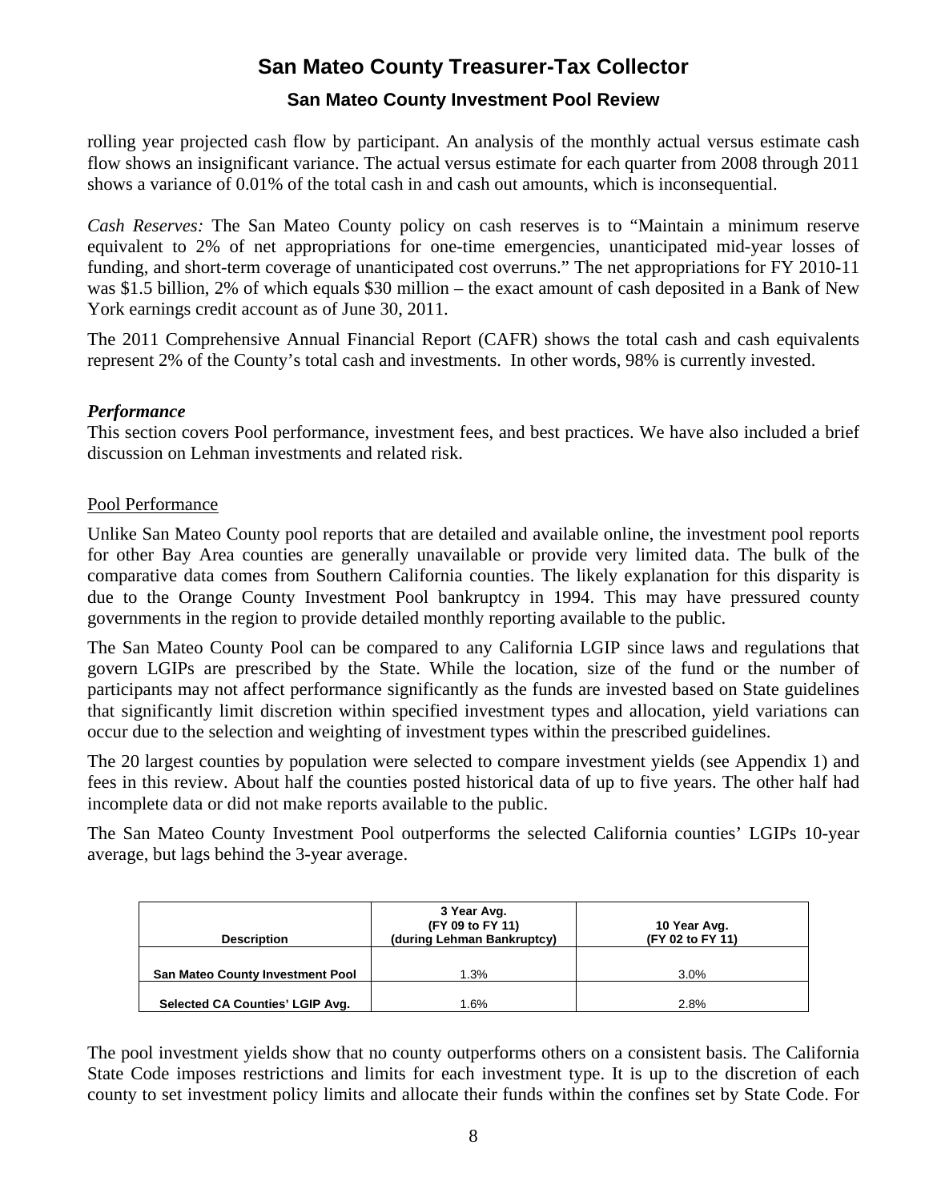rolling year projected cash flow by participant. An analysis of the monthly actual versus estimate cash flow shows an insignificant variance. The actual versus estimate for each quarter from 2008 through 2011 shows a variance of 0.01% of the total cash in and cash out amounts, which is inconsequential.

*Cash Reserves:* The San Mateo County policy on cash reserves is to "Maintain a minimum reserve equivalent to 2% of net appropriations for one-time emergencies, unanticipated mid-year losses of funding, and short-term coverage of unanticipated cost overruns." The net appropriations for FY 2010-11 was $1.5 billion, 2% of which equals $30 million – the exact amount of cash deposited in a Bank of New York earnings credit account as of June 30, 2011.

The 2011 Comprehensive Annual Financial Report (CAFR) shows the total cash and cash equivalents represent 2% of the County's total cash and investments. In other words, 98% is currently invested.

### *Performance*

This section covers Pool performance, investment fees, and best practices. We have also included a brief discussion on Lehman investments and related risk.

#### Pool Performance

Unlike San Mateo County pool reports that are detailed and available online, the investment pool reports for other Bay Area counties are generally unavailable or provide very limited data. The bulk of the comparative data comes from Southern California counties. The likely explanation for this disparity is due to the Orange County Investment Pool bankruptcy in 1994. This may have pressured county governments in the region to provide detailed monthly reporting available to the public.

The San Mateo County Pool can be compared to any California LGIP since laws and regulations that govern LGIPs are prescribed by the State. While the location, size of the fund or the number of participants may not affect performance significantly as the funds are invested based on State guidelines that significantly limit discretion within specified investment types and allocation, yield variations can occur due to the selection and weighting of investment types within the prescribed guidelines.

The 20 largest counties by population were selected to compare investment yields (see Appendix 1) and fees in this review. About half the counties posted historical data of up to five years. The other half had incomplete data or did not make reports available to the public.

The San Mateo County Investment Pool outperforms the selected California counties' LGIPs 10-year average, but lags behind the 3-year average.

| Description | 3 Year Avg. (FY 09 to FY 11) (during Lehman Bankruptcy) | 10 Year Avg. (FY 02 to FY 11) |
|---|---|---|
| San Mateo County Investment Pool | 1.3% | 3.0% |
| Selected CA Counties' LGIP Avg. | 1.6% | 2.8% |

The pool investment yields show that no county outperforms others on a consistent basis. The California State Code imposes restrictions and limits for each investment type. It is up to the discretion of each county to set investment policy limits and allocate their funds within the confines set by State Code. For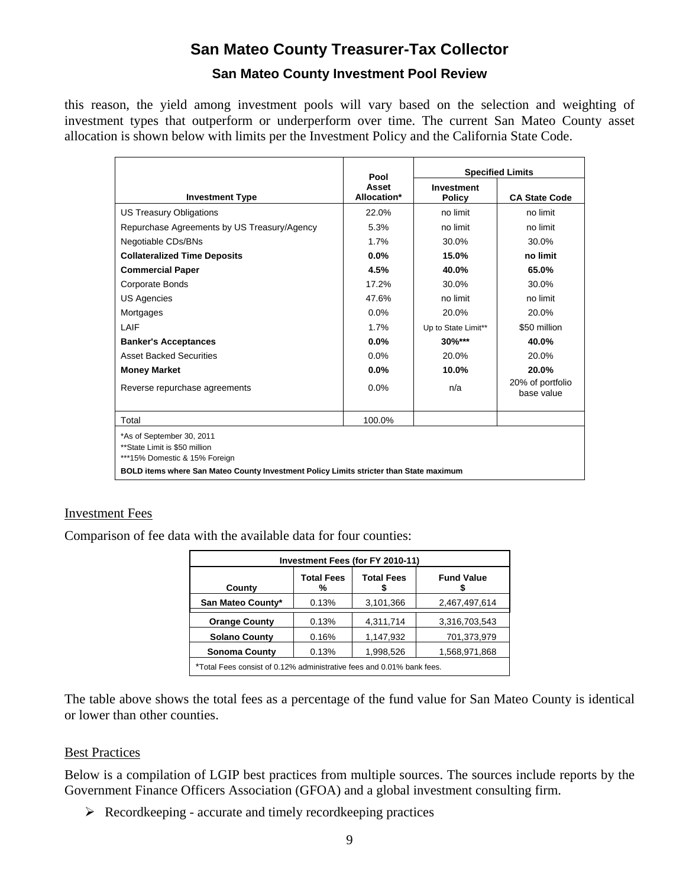this reason, the yield among investment pools will vary based on the selection and weighting of investment types that outperform or underperform over time. The current San Mateo County asset allocation is shown below with limits per the Investment Policy and the California State Code.

| Investment Type | Pool Asset Allocation* | Specified Limits | |
|---|---|---|---|
| | | Investment Policy | CA State Code |
| US Treasury Obligations | 22.0% | no limit | no limit |
| Repurchase Agreements by US Treasury/Agency | 5.3% | no limit | no limit |
| Negotiable CDs/BNs | 1.7% | 30.0% | 30.0% |
| **Collateralized Time Deposits** | **0.0%** | **15.0%** | **no limit** |
| **Commercial Paper** | **4.5%** | **40.0%** | **65.0%** |
| Corporate Bonds | 17.2% | 30.0% | 30.0% |
| US Agencies | 47.6% | no limit | no limit |
| Mortgages | 0.0% | 20.0% | 20.0% |
| LAIF | 1.7% | Up to State Limit** | $50 million |
| **Banker's Acceptances** | **0.0%** | **30%*** ** | **40.0%** |
| Asset Backed Securities | 0.0% | 20.0% | 20.0% |
| **Money Market** | **0.0%** | **10.0%** | **20.0%** |
| Reverse repurchase agreements | 0.0% | n/a | 20% of portfolio base value |
| Total | 100.0% | | |

*As of September 30, 2011
**State Limit is $50 million
***15% Domestic & 15% Foreign
**BOLD items where San Mateo County Investment Policy Limits stricter than State maximum**

Investment Fees

Comparison of fee data with the available data for four counties:

| Investment Fees (for FY 2010-11) | | | |
|---|---|---|---|
| County | Total Fees % | Total Fees $ | Fund Value $ |
| **San Mateo County*** | 0.13% | 3,101,366 | 2,467,497,614 |
| **Orange County** | 0.13% | 4,311,714 | 3,316,703,543 |
| **Solano County** | 0.16% | 1,147,932 | 701,373,979 |
| **Sonoma County** | 0.13% | 1,998,526 | 1,568,971,868 |

*Total Fees consist of 0.12% administrative fees and 0.01% bank fees.

The table above shows the total fees as a percentage of the fund value for San Mateo County is identical or lower than other counties.

Best Practices

Below is a compilation of LGIP best practices from multiple sources. The sources include reports by the Government Finance Officers Association (GFOA) and a global investment consulting firm.

- Recordkeeping - accurate and timely recordkeeping practices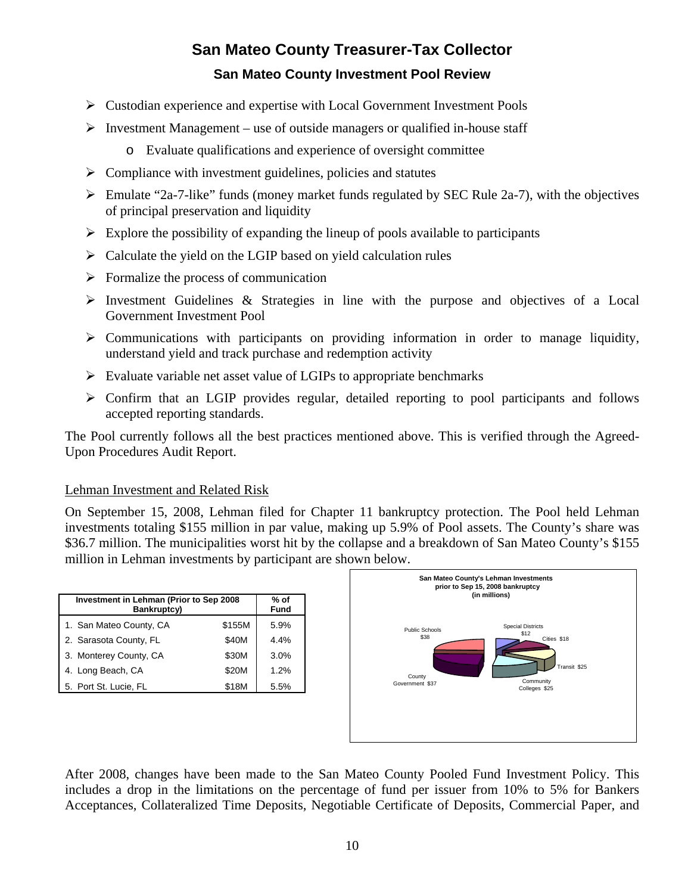# San Mateo County Treasurer-Tax Collector

## San Mateo County Investment Pool Review

- Custodian experience and expertise with Local Government Investment Pools
- Investment Management – use of outside managers or qualified in-house staff
  - Evaluate qualifications and experience of oversight committee
- Compliance with investment guidelines, policies and statutes
- Emulate "2a-7-like" funds (money market funds regulated by SEC Rule 2a-7), with the objectives of principal preservation and liquidity
- Explore the possibility of expanding the lineup of pools available to participants
- Calculate the yield on the LGIP based on yield calculation rules
- Formalize the process of communication
- Investment Guidelines & Strategies in line with the purpose and objectives of a Local Government Investment Pool
- Communications with participants on providing information in order to manage liquidity, understand yield and track purchase and redemption activity
- Evaluate variable net asset value of LGIPs to appropriate benchmarks
- Confirm that an LGIP provides regular, detailed reporting to pool participants and follows accepted reporting standards.

The Pool currently follows all the best practices mentioned above. This is verified through the Agreed-Upon Procedures Audit Report.

Lehman Investment and Related Risk

On September 15, 2008, Lehman filed for Chapter 11 bankruptcy protection. The Pool held Lehman investments totaling $155 million in par value, making up 5.9% of Pool assets. The County's share was $36.7 million. The municipalities worst hit by the collapse and a breakdown of San Mateo County's $155 million in Lehman investments by participant are shown below.

| Investment in Lehman (Prior to Sep 2008 Bankruptcy) | | % of Fund |
|---|---|---|
| 1. San Mateo County, CA | $155M | 5.9% |
| 2. Sarasota County, FL | $40M | 4.4% |
| 3. Monterey County, CA | $30M | 3.0% |
| 4. Long Beach, CA | $20M | 1.2% |
| 5. Port St. Lucie, FL | $18M | 5.5% |

San Mateo County's Lehman Investments prior to Sep 15, 2008 bankruptcy (in millions)

| Participant | Amount |
|---|---|
| Public Schools | $38 |
| Special Districts | $12 |
| Cities | $18 |
| Transit | $25 |
| Community Colleges | $25 |
| County Government | $37 |

After 2008, changes have been made to the San Mateo County Pooled Fund Investment Policy. This includes a drop in the limitations on the percentage of fund per issuer from 10% to 5% for Bankers Acceptances, Collateralized Time Deposits, Negotiable Certificate of Deposits, Commercial Paper, and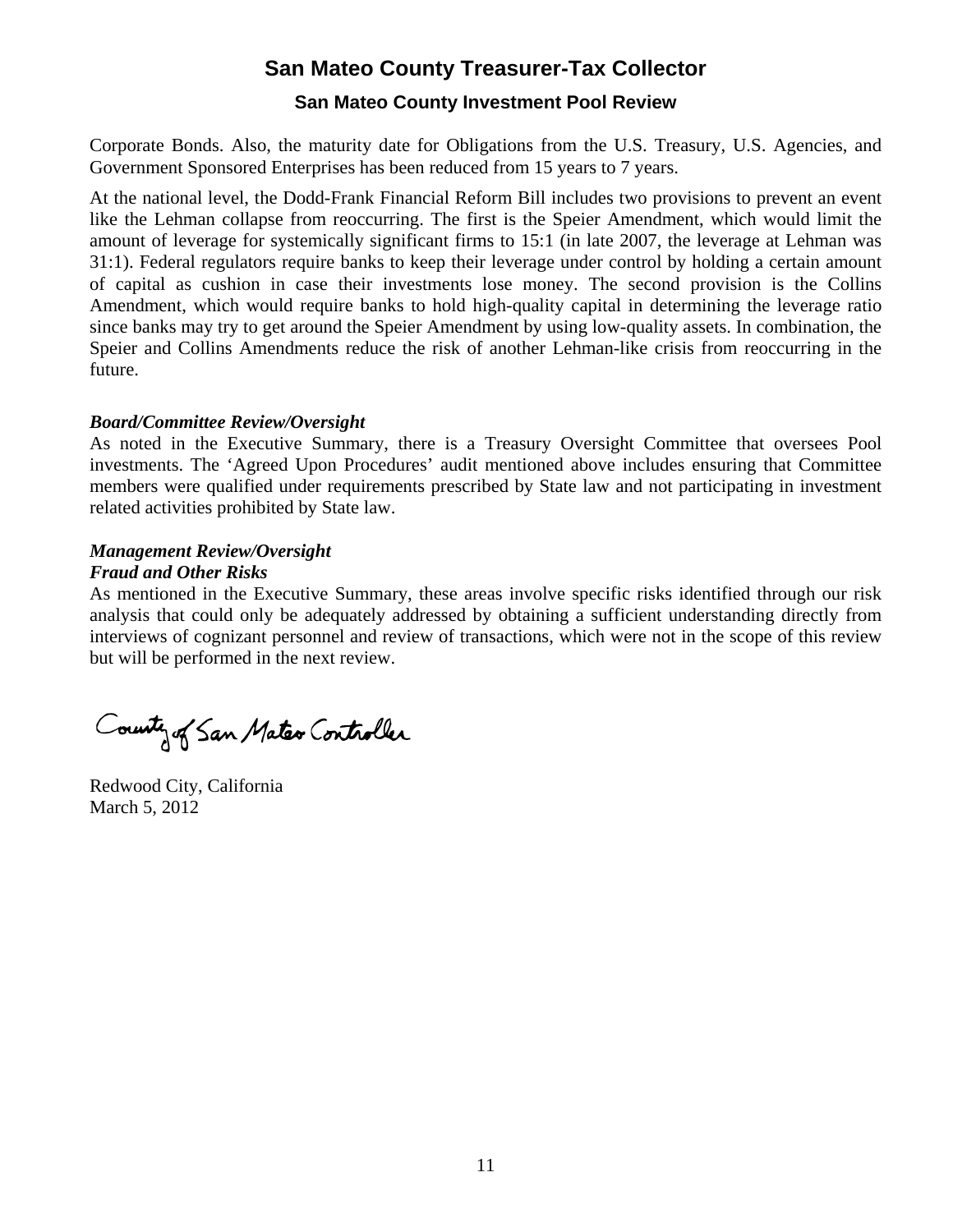Corporate Bonds. Also, the maturity date for Obligations from the U.S. Treasury, U.S. Agencies, and Government Sponsored Enterprises has been reduced from 15 years to 7 years.

At the national level, the Dodd-Frank Financial Reform Bill includes two provisions to prevent an event like the Lehman collapse from reoccurring. The first is the Speier Amendment, which would limit the amount of leverage for systemically significant firms to 15:1 (in late 2007, the leverage at Lehman was 31:1). Federal regulators require banks to keep their leverage under control by holding a certain amount of capital as cushion in case their investments lose money. The second provision is the Collins Amendment, which would require banks to hold high-quality capital in determining the leverage ratio since banks may try to get around the Speier Amendment by using low-quality assets. In combination, the Speier and Collins Amendments reduce the risk of another Lehman-like crisis from reoccurring in the future.

***Board/Committee Review/Oversight***

As noted in the Executive Summary, there is a Treasury Oversight Committee that oversees Pool investments. The 'Agreed Upon Procedures' audit mentioned above includes ensuring that Committee members were qualified under requirements prescribed by State law and not participating in investment related activities prohibited by State law.

***Management Review/Oversight***
***Fraud and Other Risks***

As mentioned in the Executive Summary, these areas involve specific risks identified through our risk analysis that could only be adequately addressed by obtaining a sufficient understanding directly from interviews of cognizant personnel and review of transactions, which were not in the scope of this review but will be performed in the next review.

County of San Mateo Controller

Redwood City, California
March 5, 2012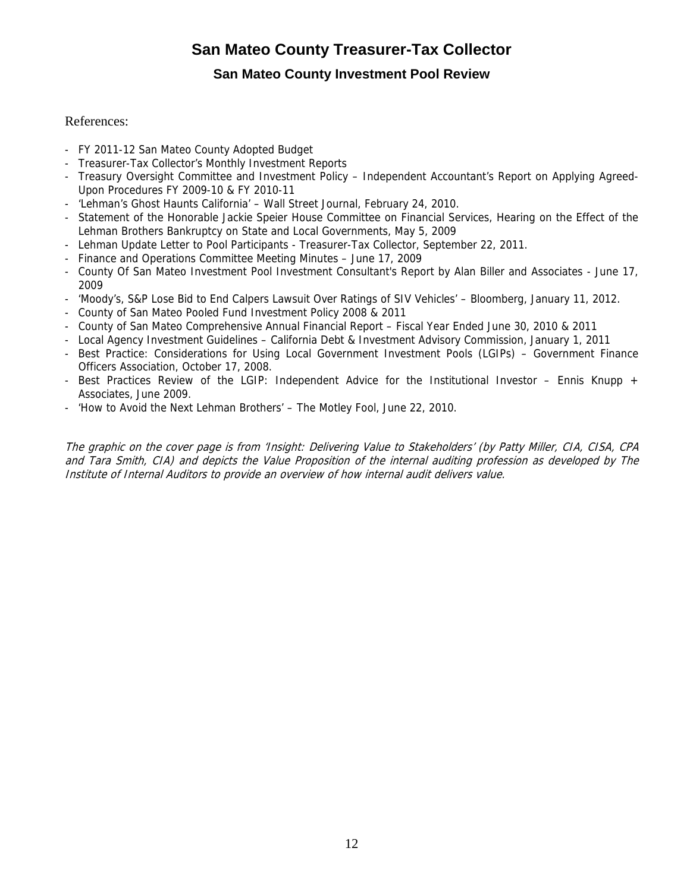# San Mateo County Treasurer-Tax Collector

## San Mateo County Investment Pool Review

References:

- FY 2011-12 San Mateo County Adopted Budget
- Treasurer-Tax Collector's Monthly Investment Reports
- Treasury Oversight Committee and Investment Policy – Independent Accountant's Report on Applying Agreed-Upon Procedures FY 2009-10 & FY 2010-11
- 'Lehman's Ghost Haunts California' – Wall Street Journal, February 24, 2010.
- Statement of the Honorable Jackie Speier House Committee on Financial Services, Hearing on the Effect of the Lehman Brothers Bankruptcy on State and Local Governments, May 5, 2009
- Lehman Update Letter to Pool Participants - Treasurer-Tax Collector, September 22, 2011.
- Finance and Operations Committee Meeting Minutes – June 17, 2009
- County Of San Mateo Investment Pool Investment Consultant's Report by Alan Biller and Associates - June 17, 2009
- 'Moody's, S&P Lose Bid to End Calpers Lawsuit Over Ratings of SIV Vehicles' – Bloomberg, January 11, 2012.
- County of San Mateo Pooled Fund Investment Policy 2008 & 2011
- County of San Mateo Comprehensive Annual Financial Report – Fiscal Year Ended June 30, 2010 & 2011
- Local Agency Investment Guidelines – California Debt & Investment Advisory Commission, January 1, 2011
- Best Practice: Considerations for Using Local Government Investment Pools (LGIPs) – Government Finance Officers Association, October 17, 2008.
- Best Practices Review of the LGIP: Independent Advice for the Institutional Investor – Ennis Knupp + Associates, June 2009.
- 'How to Avoid the Next Lehman Brothers' – The Motley Fool, June 22, 2010.

*The graphic on the cover page is from 'Insight: Delivering Value to Stakeholders' (by Patty Miller, CIA, CISA, CPA and Tara Smith, CIA) and depicts the Value Proposition of the internal auditing profession as developed by The Institute of Internal Auditors to provide an overview of how internal audit delivers value.*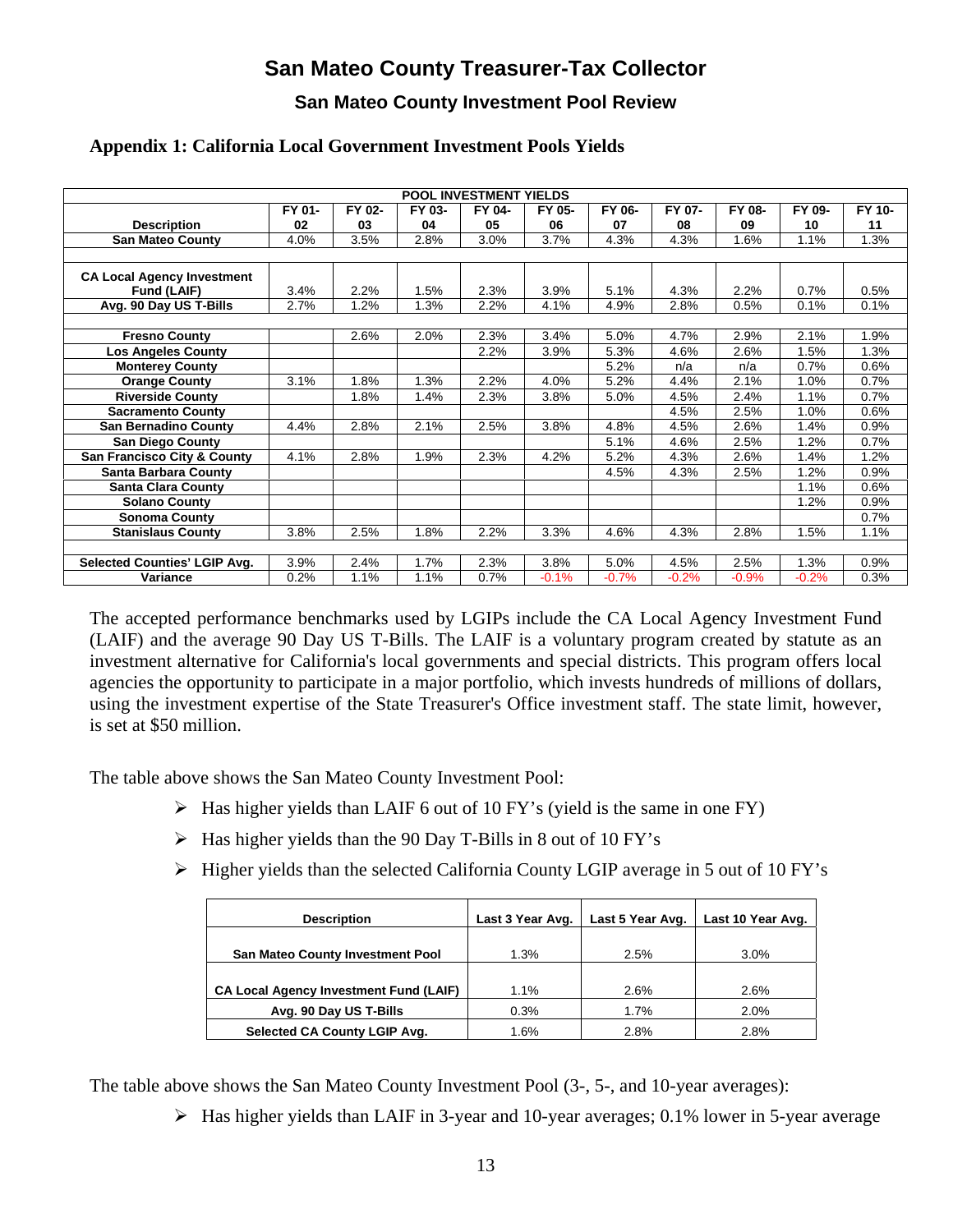# San Mateo County Treasurer-Tax Collector

## San Mateo County Investment Pool Review

### Appendix 1: California Local Government Investment Pools Yields

| POOL INVESTMENT YIELDS | | | | | | | | | | |
|---|---|---|---|---|---|---|---|---|---|---|
| **Description** | **FY 01-02** | **FY 02-03** | **FY 03-04** | **FY 04-05** | **FY 05-06** | **FY 06-07** | **FY 07-08** | **FY 08-09** | **FY 09-10** | **FY 10-11** |
| **San Mateo County** | 4.0% | 3.5% | 2.8% | 3.0% | 3.7% | 4.3% | 4.3% | 1.6% | 1.1% | 1.3% |
| | | | | | | | | | | |
| **CA Local Agency Investment Fund (LAIF)** | 3.4% | 2.2% | 1.5% | 2.3% | 3.9% | 5.1% | 4.3% | 2.2% | 0.7% | 0.5% |
| **Avg. 90 Day US T-Bills** | 2.7% | 1.2% | 1.3% | 2.2% | 4.1% | 4.9% | 2.8% | 0.5% | 0.1% | 0.1% |
| | | | | | | | | | | |
| **Fresno County** | | 2.6% | 2.0% | 2.3% | 3.4% | 5.0% | 4.7% | 2.9% | 2.1% | 1.9% |
| **Los Angeles County** | | | | 2.2% | 3.9% | 5.3% | 4.6% | 2.6% | 1.5% | 1.3% |
| **Monterey County** | | | | | | 5.2% | n/a | n/a | 0.7% | 0.6% |
| **Orange County** | 3.1% | 1.8% | 1.3% | 2.2% | 4.0% | 5.2% | 4.4% | 2.1% | 1.0% | 0.7% |
| **Riverside County** | | 1.8% | 1.4% | 2.3% | 3.8% | 5.0% | 4.5% | 2.4% | 1.1% | 0.7% |
| **Sacramento County** | | | | | | | 4.5% | 2.5% | 1.0% | 0.6% |
| **San Bernadino County** | 4.4% | 2.8% | 2.1% | 2.5% | 3.8% | 4.8% | 4.5% | 2.6% | 1.4% | 0.9% |
| **San Diego County** | | | | | | 5.1% | 4.6% | 2.5% | 1.2% | 0.7% |
| **San Francisco City & County** | 4.1% | 2.8% | 1.9% | 2.3% | 4.2% | 5.2% | 4.3% | 2.6% | 1.4% | 1.2% |
| **Santa Barbara County** | | | | | | 4.5% | 4.3% | 2.5% | 1.2% | 0.9% |
| **Santa Clara County** | | | | | | | | | 1.1% | 0.6% |
| **Solano County** | | | | | | | | | 1.2% | 0.9% |
| **Sonoma County** | | | | | | | | | | 0.7% |
| **Stanislaus County** | 3.8% | 2.5% | 1.8% | 2.2% | 3.3% | 4.6% | 4.3% | 2.8% | 1.5% | 1.1% |
| | | | | | | | | | | |
| **Selected Counties' LGIP Avg.** | 3.9% | 2.4% | 1.7% | 2.3% | 3.8% | 5.0% | 4.5% | 2.5% | 1.3% | 0.9% |
| **Variance** | 0.2% | 1.1% | 1.1% | 0.7% | -0.1% | -0.7% | -0.2% | -0.9% | -0.2% | 0.3% |

The accepted performance benchmarks used by LGIPs include the CA Local Agency Investment Fund (LAIF) and the average 90 Day US T-Bills. The LAIF is a voluntary program created by statute as an investment alternative for California's local governments and special districts. This program offers local agencies the opportunity to participate in a major portfolio, which invests hundreds of millions of dollars, using the investment expertise of the State Treasurer's Office investment staff. The state limit, however, is set at $50 million.

The table above shows the San Mateo County Investment Pool:

- Has higher yields than LAIF 6 out of 10 FY's (yield is the same in one FY)
- Has higher yields than the 90 Day T-Bills in 8 out of 10 FY's
- Higher yields than the selected California County LGIP average in 5 out of 10 FY's

| Description | Last 3 Year Avg. | Last 5 Year Avg. | Last 10 Year Avg. |
|---|---|---|---|
| **San Mateo County Investment Pool** | 1.3% | 2.5% | 3.0% |
| **CA Local Agency Investment Fund (LAIF)** | 1.1% | 2.6% | 2.6% |
| **Avg. 90 Day US T-Bills** | 0.3% | 1.7% | 2.0% |
| **Selected CA County LGIP Avg.** | 1.6% | 2.8% | 2.8% |

The table above shows the San Mateo County Investment Pool (3-, 5-, and 10-year averages):

- Has higher yields than LAIF in 3-year and 10-year averages; 0.1% lower in 5-year average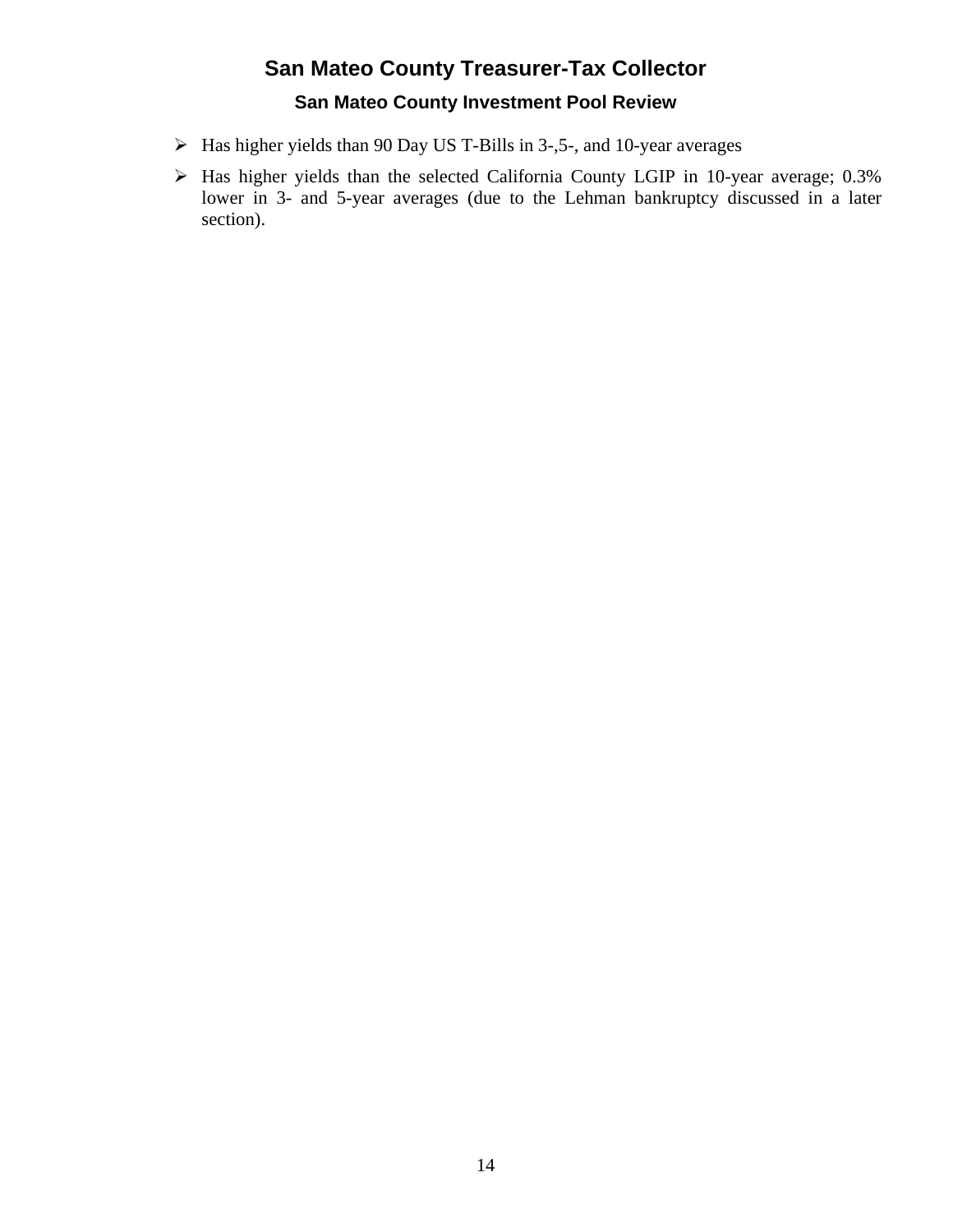- Has higher yields than 90 Day US T-Bills in 3-,5-, and 10-year averages
- Has higher yields than the selected California County LGIP in 10-year average; 0.3% lower in 3- and 5-year averages (due to the Lehman bankruptcy discussed in a later section).